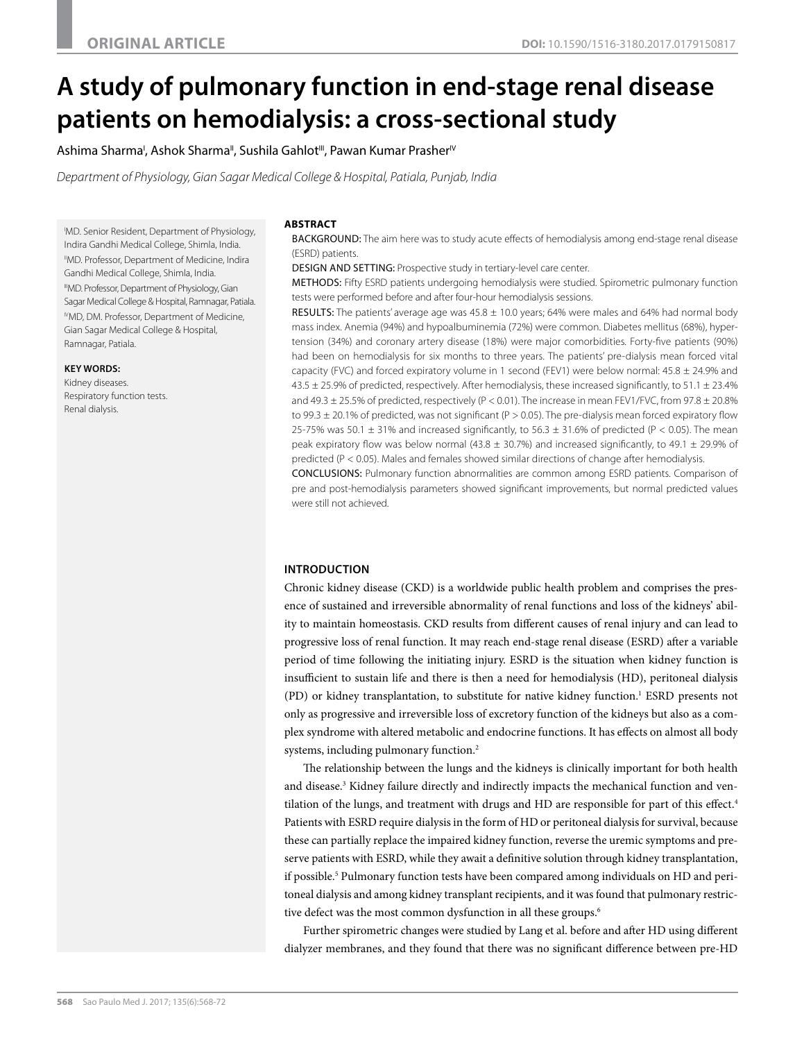ORIGINAL ARTICLE

DOI: 10.1590/1516-3180.2017.0179150817

# A study of pulmonary function in end-stage renal disease patients on hemodialysis: a cross-sectional study

Ashima Sharma[I], Ashok Sharma[II], Sushila Gahlot[III], Pawan Kumar Prasher[IV]

*Department of Physiology, Gian Sagar Medical College & Hospital, Patiala, Punjab, India*

[I]MD. Senior Resident, Department of Physiology, Indira Gandhi Medical College, Shimla, India.
[II]MD. Professor, Department of Medicine, Indira Gandhi Medical College, Shimla, India.
[III]MD. Professor, Department of Physiology, Gian Sagar Medical College & Hospital, Ramnagar, Patiala.
[IV]MD, DM. Professor, Department of Medicine, Gian Sagar Medical College & Hospital, Ramnagar, Patiala.

**KEY WORDS:**
Kidney diseases.
Respiratory function tests.
Renal dialysis.

## ABSTRACT

BACKGROUND: The aim here was to study acute effects of hemodialysis among end-stage renal disease (ESRD) patients.

DESIGN AND SETTING: Prospective study in tertiary-level care center.

METHODS: Fifty ESRD patients undergoing hemodialysis were studied. Spirometric pulmonary function tests were performed before and after four-hour hemodialysis sessions.

RESULTS: The patients' average age was 45.8 ± 10.0 years; 64% were males and 64% had normal body mass index. Anemia (94%) and hypoalbuminemia (72%) were common. Diabetes mellitus (68%), hypertension (34%) and coronary artery disease (18%) were major comorbidities. Forty-five patients (90%) had been on hemodialysis for six months to three years. The patients' pre-dialysis mean forced vital capacity (FVC) and forced expiratory volume in 1 second (FEV1) were below normal: 45.8 ± 24.9% and 43.5 ± 25.9% of predicted, respectively. After hemodialysis, these increased significantly, to 51.1 ± 23.4% and 49.3 ± 25.5% of predicted, respectively ($P < 0.01$). The increase in mean FEV1/FVC, from 97.8 ± 20.8% to 99.3 ± 20.1% of predicted, was not significant ($P > 0.05$). The pre-dialysis mean forced expiratory flow 25-75% was 50.1 ± 31% and increased significantly, to 56.3 ± 31.6% of predicted ($P < 0.05$). The mean peak expiratory flow was below normal (43.8 ± 30.7%) and increased significantly, to 49.1 ± 29.9% of predicted ($P < 0.05$). Males and females showed similar directions of change after hemodialysis.

CONCLUSIONS: Pulmonary function abnormalities are common among ESRD patients. Comparison of pre and post-hemodialysis parameters showed significant improvements, but normal predicted values were still not achieved.

## INTRODUCTION

Chronic kidney disease (CKD) is a worldwide public health problem and comprises the presence of sustained and irreversible abnormality of renal functions and loss of the kidneys' ability to maintain homeostasis. CKD results from different causes of renal injury and can lead to progressive loss of renal function. It may reach end-stage renal disease (ESRD) after a variable period of time following the initiating injury. ESRD is the situation when kidney function is insufficient to sustain life and there is then a need for hemodialysis (HD), peritoneal dialysis (PD) or kidney transplantation, to substitute for native kidney function.[1] ESRD presents not only as progressive and irreversible loss of excretory function of the kidneys but also as a complex syndrome with altered metabolic and endocrine functions. It has effects on almost all body systems, including pulmonary function.[2]

The relationship between the lungs and the kidneys is clinically important for both health and disease.[3] Kidney failure directly and indirectly impacts the mechanical function and ventilation of the lungs, and treatment with drugs and HD are responsible for part of this effect.[4] Patients with ESRD require dialysis in the form of HD or peritoneal dialysis for survival, because these can partially replace the impaired kidney function, reverse the uremic symptoms and preserve patients with ESRD, while they await a definitive solution through kidney transplantation, if possible.[5] Pulmonary function tests have been compared among individuals on HD and peritoneal dialysis and among kidney transplant recipients, and it was found that pulmonary restrictive defect was the most common dysfunction in all these groups.[6]

Further spirometric changes were studied by Lang et al. before and after HD using different dialyzer membranes, and they found that there was no significant difference between pre-HD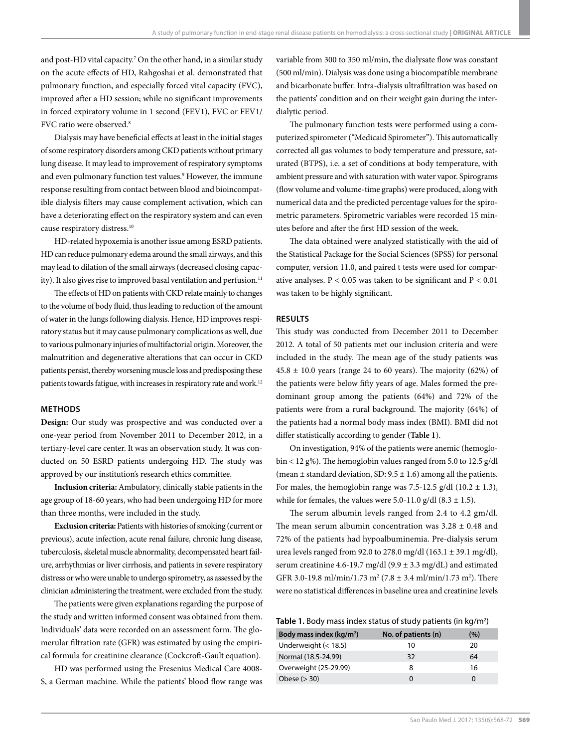and post-HD vital capacity.[7] On the other hand, in a similar study on the acute effects of HD, Rahgoshai et al. demonstrated that pulmonary function, and especially forced vital capacity (FVC), improved after a HD session; while no significant improvements in forced expiratory volume in 1 second (FEV1), FVC or FEV1/FVC ratio were observed.[8]

Dialysis may have beneficial effects at least in the initial stages of some respiratory disorders among CKD patients without primary lung disease. It may lead to improvement of respiratory symptoms and even pulmonary function test values.[9] However, the immune response resulting from contact between blood and bioincompatible dialysis filters may cause complement activation, which can have a deteriorating effect on the respiratory system and can even cause respiratory distress.[10]

HD-related hypoxemia is another issue among ESRD patients. HD can reduce pulmonary edema around the small airways, and this may lead to dilation of the small airways (decreased closing capacity). It also gives rise to improved basal ventilation and perfusion.[11]

The effects of HD on patients with CKD relate mainly to changes to the volume of body fluid, thus leading to reduction of the amount of water in the lungs following dialysis. Hence, HD improves respiratory status but it may cause pulmonary complications as well, due to various pulmonary injuries of multifactorial origin. Moreover, the malnutrition and degenerative alterations that can occur in CKD patients persist, thereby worsening muscle loss and predisposing these patients towards fatigue, with increases in respiratory rate and work.[12]

## METHODS

**Design:** Our study was prospective and was conducted over a one-year period from November 2011 to December 2012, in a tertiary-level care center. It was an observation study. It was conducted on 50 ESRD patients undergoing HD. The study was approved by our institution's research ethics committee.

**Inclusion criteria:** Ambulatory, clinically stable patients in the age group of 18-60 years, who had been undergoing HD for more than three months, were included in the study.

**Exclusion criteria:** Patients with histories of smoking (current or previous), acute infection, acute renal failure, chronic lung disease, tuberculosis, skeletal muscle abnormality, decompensated heart failure, arrhythmias or liver cirrhosis, and patients in severe respiratory distress or who were unable to undergo spirometry, as assessed by the clinician administering the treatment, were excluded from the study.

The patients were given explanations regarding the purpose of the study and written informed consent was obtained from them. Individuals' data were recorded on an assessment form. The glomerular filtration rate (GFR) was estimated by using the empirical formula for creatinine clearance (Cockcroft-Gault equation).

HD was performed using the Fresenius Medical Care 4008-S, a German machine. While the patients' blood flow range was variable from 300 to 350 ml/min, the dialysate flow was constant (500 ml/min). Dialysis was done using a biocompatible membrane and bicarbonate buffer. Intra-dialysis ultrafiltration was based on the patients' condition and on their weight gain during the inter-dialytic period.

The pulmonary function tests were performed using a computerized spirometer ("Medicaid Spirometer"). This automatically corrected all gas volumes to body temperature and pressure, saturated (BTPS), i.e. a set of conditions at body temperature, with ambient pressure and with saturation with water vapor. Spirograms (flow volume and volume-time graphs) were produced, along with numerical data and the predicted percentage values for the spirometric parameters. Spirometric variables were recorded 15 minutes before and after the first HD session of the week.

The data obtained were analyzed statistically with the aid of the Statistical Package for the Social Sciences (SPSS) for personal computer, version 11.0, and paired t tests were used for comparative analyses. $P < 0.05$ was taken to be significant and $P < 0.01$ was taken to be highly significant.

## RESULTS

This study was conducted from December 2011 to December 2012. A total of 50 patients met our inclusion criteria and were included in the study. The mean age of the study patients was $45.8 \pm 10.0$ years (range 24 to 60 years). The majority (62%) of the patients were below fifty years of age. Males formed the predominant group among the patients (64%) and 72% of the patients were from a rural background. The majority (64%) of the patients had a normal body mass index (BMI). BMI did not differ statistically according to gender (**Table 1**).

On investigation, 94% of the patients were anemic (hemoglobin < 12 g%). The hemoglobin values ranged from 5.0 to 12.5 g/dl (mean ± standard deviation, SD: $9.5 \pm 1.6$) among all the patients. For males, the hemoglobin range was 7.5-12.5 g/dl ($10.2 \pm 1.3$), while for females, the values were 5.0-11.0 g/dl ($8.3 \pm 1.5$).

The serum albumin levels ranged from 2.4 to 4.2 gm/dl. The mean serum albumin concentration was $3.28 \pm 0.48$ and 72% of the patients had hypoalbuminemia. Pre-dialysis serum urea levels ranged from 92.0 to 278.0 mg/dl ($163.1 \pm 39.1$ mg/dl), serum creatinine 4.6-19.7 mg/dl ($9.9 \pm 3.3$ mg/dL) and estimated GFR 3.0-19.8 ml/min/1.73 m$^2$ ($7.8 \pm 3.4$ ml/min/1.73 m$^2$). There were no statistical differences in baseline urea and creatinine levels

**Table 1.** Body mass index status of study patients (in kg/m$^2$)

| Body mass index (kg/m$^2$) | No. of patients (n) | (%) |
|---|---|---|
| Underweight (< 18.5) | 10 | 20 |
| Normal (18.5-24.99) | 32 | 64 |
| Overweight (25-29.99) | 8 | 16 |
| Obese (> 30) | 0 | 0 |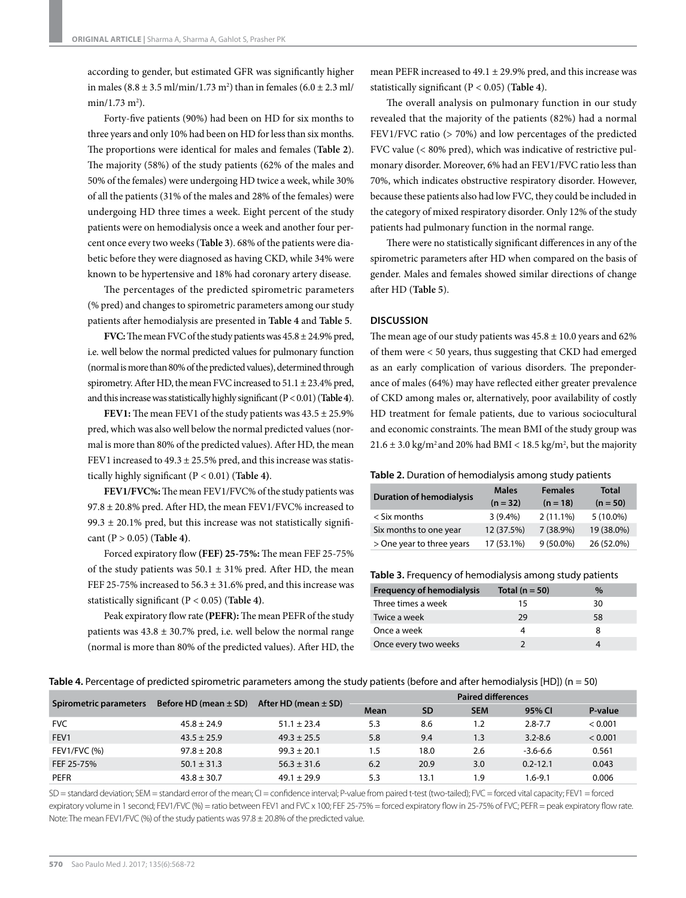according to gender, but estimated GFR was significantly higher in males (8.8 ± 3.5 ml/min/1.73 $m^2$) than in females (6.0 ± 2.3 ml/min/1.73 $m^2$).

Forty-five patients (90%) had been on HD for six months to three years and only 10% had been on HD for less than six months. The proportions were identical for males and females (**Table 2**). The majority (58%) of the study patients (62% of the males and 50% of the females) were undergoing HD twice a week, while 30% of all the patients (31% of the males and 28% of the females) were undergoing HD three times a week. Eight percent of the study patients were on hemodialysis once a week and another four percent once every two weeks (**Table 3**). 68% of the patients were diabetic before they were diagnosed as having CKD, while 34% were known to be hypertensive and 18% had coronary artery disease.

The percentages of the predicted spirometric parameters (% pred) and changes to spirometric parameters among our study patients after hemodialysis are presented in **Table 4** and **Table 5**.

**FVC:** The mean FVC of the study patients was 45.8 ± 24.9% pred, i.e. well below the normal predicted values for pulmonary function (normal is more than 80% of the predicted values), determined through spirometry. After HD, the mean FVC increased to 51.1 ± 23.4% pred, and this increase was statistically highly significant (P < 0.01) (**Table 4**).

**FEV1:** The mean FEV1 of the study patients was 43.5 ± 25.9% pred, which was also well below the normal predicted values (normal is more than 80% of the predicted values). After HD, the mean FEV1 increased to 49.3 ± 25.5% pred, and this increase was statistically highly significant (P < 0.01) (**Table 4**).

**FEV1/FVC%:** The mean FEV1/FVC% of the study patients was 97.8 ± 20.8% pred. After HD, the mean FEV1/FVC% increased to 99.3 ± 20.1% pred, but this increase was not statistically significant (P > 0.05) (**Table 4**).

Forced expiratory flow **(FEF) 25-75%:** The mean FEF 25-75% of the study patients was 50.1 ± 31% pred. After HD, the mean FEF 25-75% increased to 56.3 ± 31.6% pred, and this increase was statistically significant (P < 0.05) (**Table 4**).

Peak expiratory flow rate **(PEFR):** The mean PEFR of the study patients was 43.8 ± 30.7% pred, i.e. well below the normal range (normal is more than 80% of the predicted values). After HD, the mean PEFR increased to 49.1 ± 29.9% pred, and this increase was statistically significant (P < 0.05) (**Table 4**).

The overall analysis on pulmonary function in our study revealed that the majority of the patients (82%) had a normal FEV1/FVC ratio (> 70%) and low percentages of the predicted FVC value (< 80% pred), which was indicative of restrictive pulmonary disorder. Moreover, 6% had an FEV1/FVC ratio less than 70%, which indicates obstructive respiratory disorder. However, because these patients also had low FVC, they could be included in the category of mixed respiratory disorder. Only 12% of the study patients had pulmonary function in the normal range.

There were no statistically significant differences in any of the spirometric parameters after HD when compared on the basis of gender. Males and females showed similar directions of change after HD (**Table 5**).

## DISCUSSION

The mean age of our study patients was 45.8 ± 10.0 years and 62% of them were < 50 years, thus suggesting that CKD had emerged as an early complication of various disorders. The preponderance of males (64%) may have reflected either greater prevalence of CKD among males or, alternatively, poor availability of costly HD treatment for female patients, due to various sociocultural and economic constraints. The mean BMI of the study group was 21.6 ± 3.0 kg/$m^2$ and 20% had BMI < 18.5 kg/$m^2$, but the majority

**Table 2.** Duration of hemodialysis among study patients

| Duration of hemodialysis | Males (n = 32) | Females (n = 18) | Total (n = 50) |
|---|---|---|---|
| < Six months | 3 (9.4%) | 2 (11.1%) | 5 (10.0%) |
| Six months to one year | 12 (37.5%) | 7 (38.9%) | 19 (38.0%) |
| > One year to three years | 17 (53.1%) | 9 (50.0%) | 26 (52.0%) |

**Table 3.** Frequency of hemodialysis among study patients

| Frequency of hemodialysis | Total (n = 50) | % |
|---|---|---|
| Three times a week | 15 | 30 |
| Twice a week | 29 | 58 |
| Once a week | 4 | 8 |
| Once every two weeks | 2 | 4 |

**Table 4.** Percentage of predicted spirometric parameters among the study patients (before and after hemodialysis [HD]) (n = 50)

| Spirometric parameters | Before HD (mean ± SD) | After HD (mean ± SD) | Paired differences | | | | |
|---|---|---|---|---|---|---|---|
| | | | Mean | SD | SEM | 95% CI | P-value |
| FVC | 45.8 ± 24.9 | 51.1 ± 23.4 | 5.3 | 8.6 | 1.2 | 2.8-7.7 | < 0.001 |
| FEV1 | 43.5 ± 25.9 | 49.3 ± 25.5 | 5.8 | 9.4 | 1.3 | 3.2-8.6 | < 0.001 |
| FEV1/FVC (%) | 97.8 ± 20.8 | 99.3 ± 20.1 | 1.5 | 18.0 | 2.6 | -3.6-6.6 | 0.561 |
| FEF 25-75% | 50.1 ± 31.3 | 56.3 ± 31.6 | 6.2 | 20.9 | 3.0 | 0.2-12.1 | 0.043 |
| PEFR | 43.8 ± 30.7 | 49.1 ± 29.9 | 5.3 | 13.1 | 1.9 | 1.6-9.1 | 0.006 |

SD = standard deviation; SEM = standard error of the mean; CI = confidence interval; P-value from paired t-test (two-tailed); FVC = forced vital capacity; FEV1 = forced expiratory volume in 1 second; FEV1/FVC (%) = ratio between FEV1 and FVC x 100; FEF 25-75% = forced expiratory flow in 25-75% of FVC; PEFR = peak expiratory flow rate. Note: The mean FEV1/FVC (%) of the study patients was 97.8 ± 20.8% of the predicted value.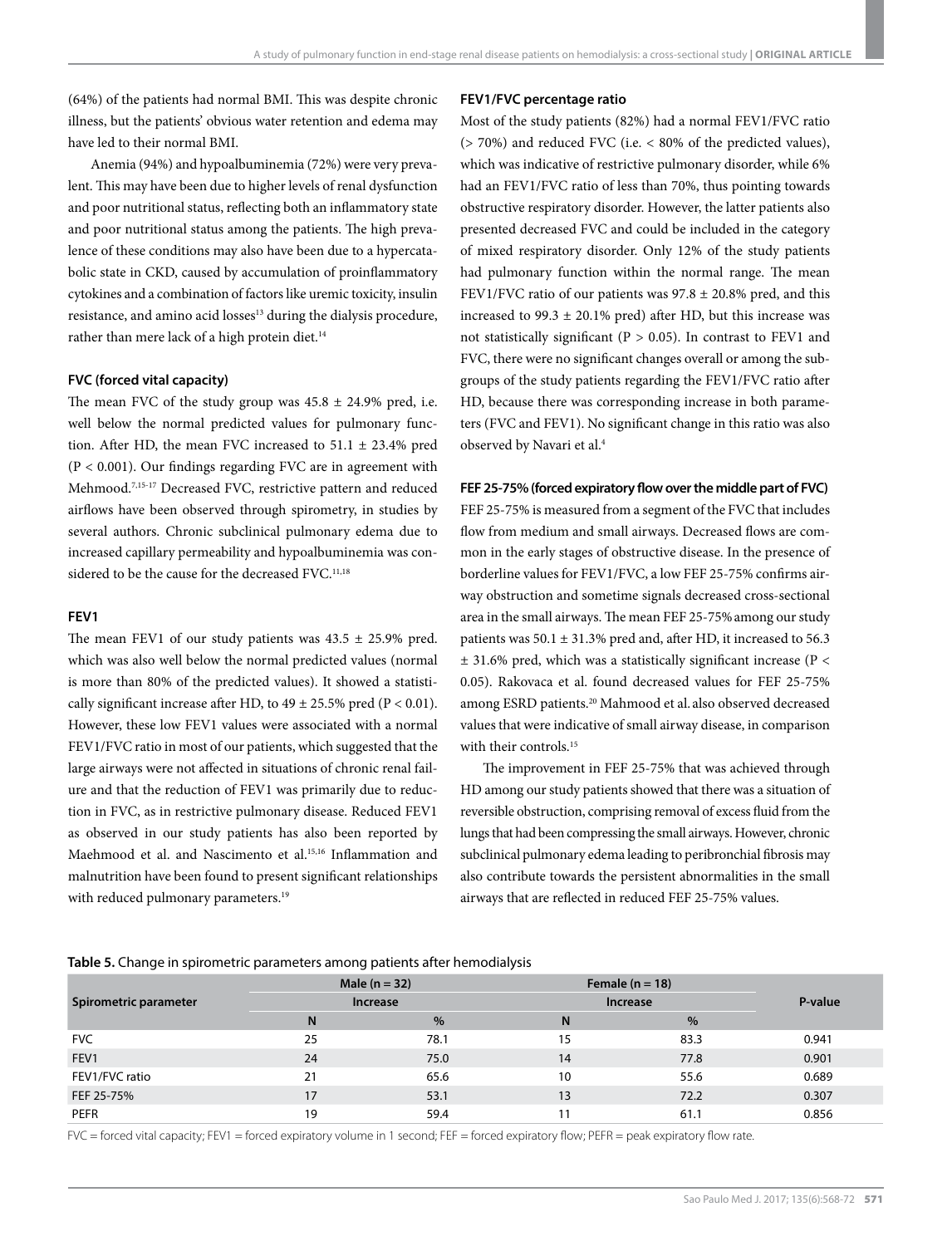(64%) of the patients had normal BMI. This was despite chronic illness, but the patients' obvious water retention and edema may have led to their normal BMI.

Anemia (94%) and hypoalbuminemia (72%) were very prevalent. This may have been due to higher levels of renal dysfunction and poor nutritional status, reflecting both an inflammatory state and poor nutritional status among the patients. The high prevalence of these conditions may also have been due to a hypercatabolic state in CKD, caused by accumulation of proinflammatory cytokines and a combination of factors like uremic toxicity, insulin resistance, and amino acid losses[13] during the dialysis procedure, rather than mere lack of a high protein diet.[14]

#### FVC (forced vital capacity)

The mean FVC of the study group was 45.8 ± 24.9% pred, i.e. well below the normal predicted values for pulmonary function. After HD, the mean FVC increased to 51.1 ± 23.4% pred ($P < 0.001$). Our findings regarding FVC are in agreement with Mehmood.[7,15-17] Decreased FVC, restrictive pattern and reduced airflows have been observed through spirometry, in studies by several authors. Chronic subclinical pulmonary edema due to increased capillary permeability and hypoalbuminemia was considered to be the cause for the decreased FVC.[11,18]

#### FEV1

The mean FEV1 of our study patients was 43.5 ± 25.9% pred. which was also well below the normal predicted values (normal is more than 80% of the predicted values). It showed a statistically significant increase after HD, to 49 ± 25.5% pred ($P < 0.01$). However, these low FEV1 values were associated with a normal FEV1/FVC ratio in most of our patients, which suggested that the large airways were not affected in situations of chronic renal failure and that the reduction of FEV1 was primarily due to reduction in FVC, as in restrictive pulmonary disease. Reduced FEV1 as observed in our study patients has also been reported by Maehmood et al. and Nascimento et al.[15,16] Inflammation and malnutrition have been found to present significant relationships with reduced pulmonary parameters.[19]

#### FEV1/FVC percentage ratio

Most of the study patients (82%) had a normal FEV1/FVC ratio (> 70%) and reduced FVC (i.e. < 80% of the predicted values), which was indicative of restrictive pulmonary disorder, while 6% had an FEV1/FVC ratio of less than 70%, thus pointing towards obstructive respiratory disorder. However, the latter patients also presented decreased FVC and could be included in the category of mixed respiratory disorder. Only 12% of the study patients had pulmonary function within the normal range. The mean FEV1/FVC ratio of our patients was 97.8 ± 20.8% pred, and this increased to 99.3 ± 20.1% pred) after HD, but this increase was not statistically significant ($P > 0.05$). In contrast to FEV1 and FVC, there were no significant changes overall or among the subgroups of the study patients regarding the FEV1/FVC ratio after HD, because there was corresponding increase in both parameters (FVC and FEV1). No significant change in this ratio was also observed by Navari et al.[4]

#### FEF 25-75% (forced expiratory flow over the middle part of FVC)

FEF 25-75% is measured from a segment of the FVC that includes flow from medium and small airways. Decreased flows are common in the early stages of obstructive disease. In the presence of borderline values for FEV1/FVC, a low FEF 25-75% confirms airway obstruction and sometime signals decreased cross-sectional area in the small airways. The mean FEF 25-75% among our study patients was 50.1 ± 31.3% pred and, after HD, it increased to 56.3 ± 31.6% pred, which was a statistically significant increase ($P < 0.05$). Rakovaca et al. found decreased values for FEF 25-75% among ESRD patients.[20] Mahmood et al. also observed decreased values that were indicative of small airway disease, in comparison with their controls.[15]

The improvement in FEF 25-75% that was achieved through HD among our study patients showed that there was a situation of reversible obstruction, comprising removal of excess fluid from the lungs that had been compressing the small airways. However, chronic subclinical pulmonary edema leading to peribronchial fibrosis may also contribute towards the persistent abnormalities in the small airways that are reflected in reduced FEF 25-75% values.

**Table 5.** Change in spirometric parameters among patients after hemodialysis

| Spirometric parameter | Male (n = 32) | | Female (n = 18) | | P-value |
|---|---|---|---|---|---|
| | Increase | | Increase | | |
| | N | % | N | % | |
| FVC | 25 | 78.1 | 15 | 83.3 | 0.941 |
| FEV1 | 24 | 75.0 | 14 | 77.8 | 0.901 |
| FEV1/FVC ratio | 21 | 65.6 | 10 | 55.6 | 0.689 |
| FEF 25-75% | 17 | 53.1 | 13 | 72.2 | 0.307 |
| PEFR | 19 | 59.4 | 11 | 61.1 | 0.856 |

FVC = forced vital capacity; FEV1 = forced expiratory volume in 1 second; FEF = forced expiratory flow; PEFR = peak expiratory flow rate.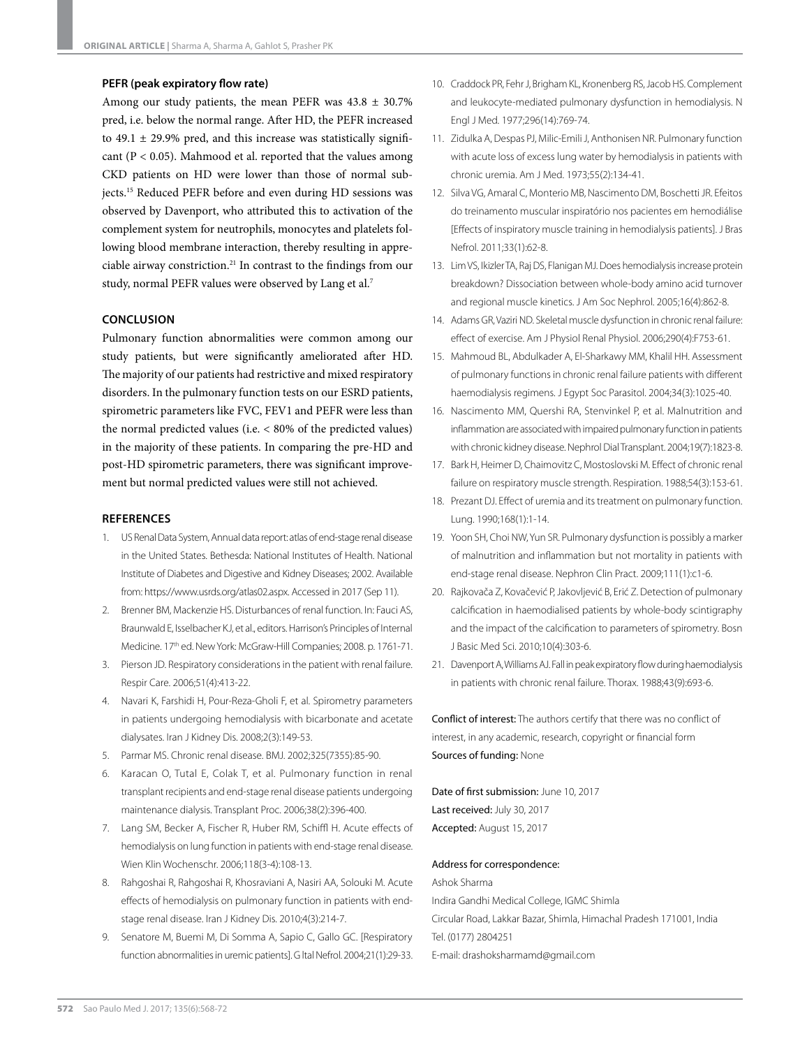### PEFR (peak expiratory flow rate)

Among our study patients, the mean PEFR was 43.8 ± 30.7% pred, i.e. below the normal range. After HD, the PEFR increased to 49.1 ± 29.9% pred, and this increase was statistically significant ($P < 0.05$). Mahmood et al. reported that the values among CKD patients on HD were lower than those of normal subjects.[15] Reduced PEFR before and even during HD sessions was observed by Davenport, who attributed this to activation of the complement system for neutrophils, monocytes and platelets following blood membrane interaction, thereby resulting in appreciable airway constriction.[21] In contrast to the findings from our study, normal PEFR values were observed by Lang et al.[7]

## CONCLUSION

Pulmonary function abnormalities were common among our study patients, but were significantly ameliorated after HD. The majority of our patients had restrictive and mixed respiratory disorders. In the pulmonary function tests on our ESRD patients, spirometric parameters like FVC, FEV1 and PEFR were less than the normal predicted values (i.e. < 80% of the predicted values) in the majority of these patients. In comparing the pre-HD and post-HD spirometric parameters, there was significant improvement but normal predicted values were still not achieved.

## REFERENCES

1. US Renal Data System, Annual data report: atlas of end-stage renal disease in the United States. Bethesda: National Institutes of Health. National Institute of Diabetes and Digestive and Kidney Diseases; 2002. Available from: https://www.usrds.org/atlas02.aspx. Accessed in 2017 (Sep 11).
2. Brenner BM, Mackenzie HS. Disturbances of renal function. In: Fauci AS, Braunwald E, Isselbacher KJ, et al., editors. Harrison's Principles of Internal Medicine. 17th ed. New York: McGraw-Hill Companies; 2008. p. 1761-71.
3. Pierson JD. Respiratory considerations in the patient with renal failure. Respir Care. 2006;51(4):413-22.
4. Navari K, Farshidi H, Pour-Reza-Gholi F, et al. Spirometry parameters in patients undergoing hemodialysis with bicarbonate and acetate dialysates. Iran J Kidney Dis. 2008;2(3):149-53.
5. Parmar MS. Chronic renal disease. BMJ. 2002;325(7355):85-90.
6. Karacan O, Tutal E, Colak T, et al. Pulmonary function in renal transplant recipients and end-stage renal disease patients undergoing maintenance dialysis. Transplant Proc. 2006;38(2):396-400.
7. Lang SM, Becker A, Fischer R, Huber RM, Schiffl H. Acute effects of hemodialysis on lung function in patients with end-stage renal disease. Wien Klin Wochenschr. 2006;118(3-4):108-13.
8. Rahgoshai R, Rahgoshai R, Khosraviani A, Nasiri AA, Solouki M. Acute effects of hemodialysis on pulmonary function in patients with end-stage renal disease. Iran J Kidney Dis. 2010;4(3):214-7.
9. Senatore M, Buemi M, Di Somma A, Sapio C, Gallo GC. [Respiratory function abnormalities in uremic patients]. G Ital Nefrol. 2004;21(1):29-33.
10. Craddock PR, Fehr J, Brigham KL, Kronenberg RS, Jacob HS. Complement and leukocyte-mediated pulmonary dysfunction in hemodialysis. N Engl J Med. 1977;296(14):769-74.
11. Zidulka A, Despas PJ, Milic-Emili J, Anthonisen NR. Pulmonary function with acute loss of excess lung water by hemodialysis in patients with chronic uremia. Am J Med. 1973;55(2):134-41.
12. Silva VG, Amaral C, Monterio MB, Nascimento DM, Boschetti JR. Efeitos do treinamento muscular inspiratório nos pacientes em hemodiálise [Effects of inspiratory muscle training in hemodialysis patients]. J Bras Nefrol. 2011;33(1):62-8.
13. Lim VS, Ikizler TA, Raj DS, Flanigan MJ. Does hemodialysis increase protein breakdown? Dissociation between whole-body amino acid turnover and regional muscle kinetics. J Am Soc Nephrol. 2005;16(4):862-8.
14. Adams GR, Vaziri ND. Skeletal muscle dysfunction in chronic renal failure: effect of exercise. Am J Physiol Renal Physiol. 2006;290(4):F753-61.
15. Mahmoud BL, Abdulkader A, El-Sharkawy MM, Khalil HH. Assessment of pulmonary functions in chronic renal failure patients with different haemodialysis regimens. J Egypt Soc Parasitol. 2004;34(3):1025-40.
16. Nascimento MM, Quershi RA, Stenvinkel P, et al. Malnutrition and inflammation are associated with impaired pulmonary function in patients with chronic kidney disease. Nephrol Dial Transplant. 2004;19(7):1823-8.
17. Bark H, Heimer D, Chaimovitz C, Mostoslovski M. Effect of chronic renal failure on respiratory muscle strength. Respiration. 1988;54(3):153-61.
18. Prezant DJ. Effect of uremia and its treatment on pulmonary function. Lung. 1990;168(1):1-14.
19. Yoon SH, Choi NW, Yun SR. Pulmonary dysfunction is possibly a marker of malnutrition and inflammation but not mortality in patients with end-stage renal disease. Nephron Clin Pract. 2009;111(1):c1-6.
20. Rajkovača Z, Kovačević P, Jakovljević B, Erić Z. Detection of pulmonary calcification in haemodialised patients by whole-body scintigraphy and the impact of the calcification to parameters of spirometry. Bosn J Basic Med Sci. 2010;10(4):303-6.
21. Davenport A, Williams AJ. Fall in peak expiratory flow during haemodialysis in patients with chronic renal failure. Thorax. 1988;43(9):693-6.

**Conflict of interest:** The authors certify that there was no conflict of interest, in any academic, research, copyright or financial form

**Sources of funding:** None

**Date of first submission:** June 10, 2017

**Last received:** July 30, 2017

**Accepted:** August 15, 2017

**Address for correspondence:**

Ashok Sharma

Indira Gandhi Medical College, IGMC Shimla

Circular Road, Lakkar Bazar, Shimla, Himachal Pradesh 171001, India

Tel. (0177) 2804251

E-mail: drashoksharmamd@gmail.com